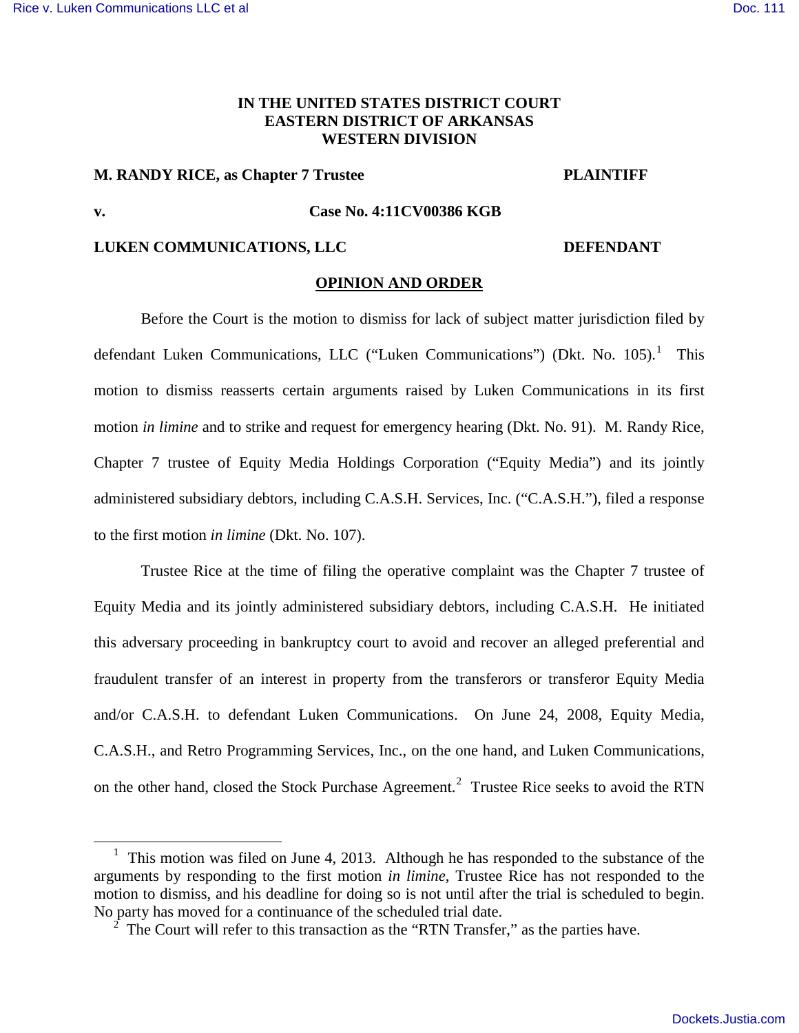**IN THE UNITED STATES DISTRICT COURT**
**EASTERN DISTRICT OF ARKANSAS**
**WESTERN DIVISION**

**M. RANDY RICE, as Chapter 7 Trustee** **PLAINTIFF**

**v.** **Case No. 4:11CV00386 KGB**

**LUKEN COMMUNICATIONS, LLC** **DEFENDANT**

## OPINION AND ORDER

Before the Court is the motion to dismiss for lack of subject matter jurisdiction filed by defendant Luken Communications, LLC ("Luken Communications") (Dkt. No. 105).[1] This motion to dismiss reasserts certain arguments raised by Luken Communications in its first motion *in limine* and to strike and request for emergency hearing (Dkt. No. 91). M. Randy Rice, Chapter 7 trustee of Equity Media Holdings Corporation ("Equity Media") and its jointly administered subsidiary debtors, including C.A.S.H. Services, Inc. ("C.A.S.H."), filed a response to the first motion *in limine* (Dkt. No. 107).

Trustee Rice at the time of filing the operative complaint was the Chapter 7 trustee of Equity Media and its jointly administered subsidiary debtors, including C.A.S.H. He initiated this adversary proceeding in bankruptcy court to avoid and recover an alleged preferential and fraudulent transfer of an interest in property from the transferors or transferor Equity Media and/or C.A.S.H. to defendant Luken Communications. On June 24, 2008, Equity Media, C.A.S.H., and Retro Programming Services, Inc., on the one hand, and Luken Communications, on the other hand, closed the Stock Purchase Agreement.[2] Trustee Rice seeks to avoid the RTN

---

[1] This motion was filed on June 4, 2013. Although he has responded to the substance of the arguments by responding to the first motion *in limine*, Trustee Rice has not responded to the motion to dismiss, and his deadline for doing so is not until after the trial is scheduled to begin. No party has moved for a continuance of the scheduled trial date.

[2] The Court will refer to this transaction as the "RTN Transfer," as the parties have.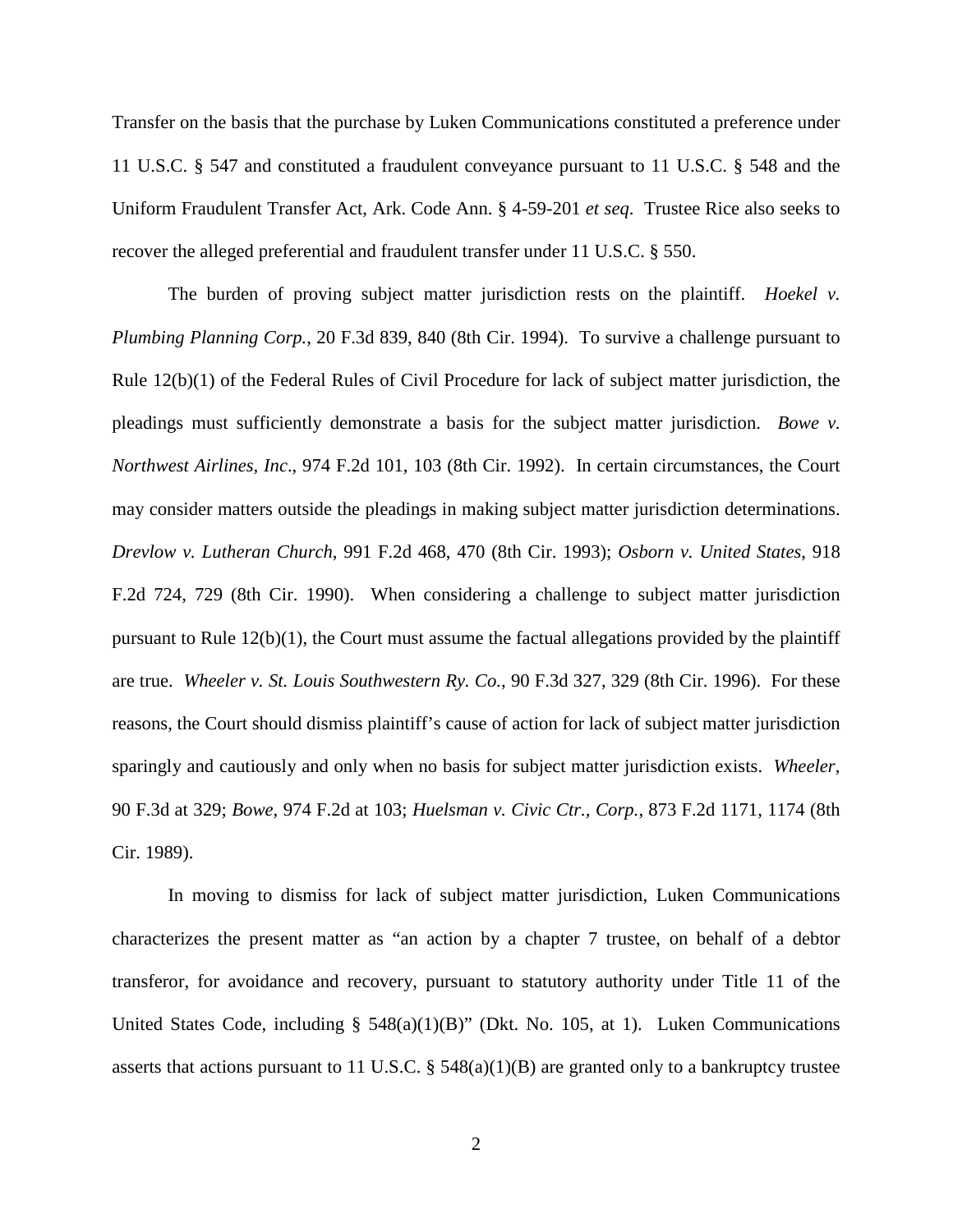Transfer on the basis that the purchase by Luken Communications constituted a preference under 11 U.S.C. § 547 and constituted a fraudulent conveyance pursuant to 11 U.S.C. § 548 and the Uniform Fraudulent Transfer Act, Ark. Code Ann. § 4-59-201 *et seq*. Trustee Rice also seeks to recover the alleged preferential and fraudulent transfer under 11 U.S.C. § 550.

The burden of proving subject matter jurisdiction rests on the plaintiff. *Hoekel v. Plumbing Planning Corp.*, 20 F.3d 839, 840 (8th Cir. 1994). To survive a challenge pursuant to Rule 12(b)(1) of the Federal Rules of Civil Procedure for lack of subject matter jurisdiction, the pleadings must sufficiently demonstrate a basis for the subject matter jurisdiction. *Bowe v. Northwest Airlines, Inc*., 974 F.2d 101, 103 (8th Cir. 1992). In certain circumstances, the Court may consider matters outside the pleadings in making subject matter jurisdiction determinations. *Drevlow v. Lutheran Church*, 991 F.2d 468, 470 (8th Cir. 1993); *Osborn v. United States*, 918 F.2d 724, 729 (8th Cir. 1990). When considering a challenge to subject matter jurisdiction pursuant to Rule 12(b)(1), the Court must assume the factual allegations provided by the plaintiff are true. *Wheeler v. St. Louis Southwestern Ry. Co.*, 90 F.3d 327, 329 (8th Cir. 1996). For these reasons, the Court should dismiss plaintiff's cause of action for lack of subject matter jurisdiction sparingly and cautiously and only when no basis for subject matter jurisdiction exists. *Wheeler*, 90 F.3d at 329; *Bowe*, 974 F.2d at 103; *Huelsman v. Civic Ctr., Corp.*, 873 F.2d 1171, 1174 (8th Cir. 1989).

In moving to dismiss for lack of subject matter jurisdiction, Luken Communications characterizes the present matter as "an action by a chapter 7 trustee, on behalf of a debtor transferor, for avoidance and recovery, pursuant to statutory authority under Title 11 of the United States Code, including § 548(a)(1)(B)" (Dkt. No. 105, at 1). Luken Communications asserts that actions pursuant to 11 U.S.C. § 548(a)(1)(B) are granted only to a bankruptcy trustee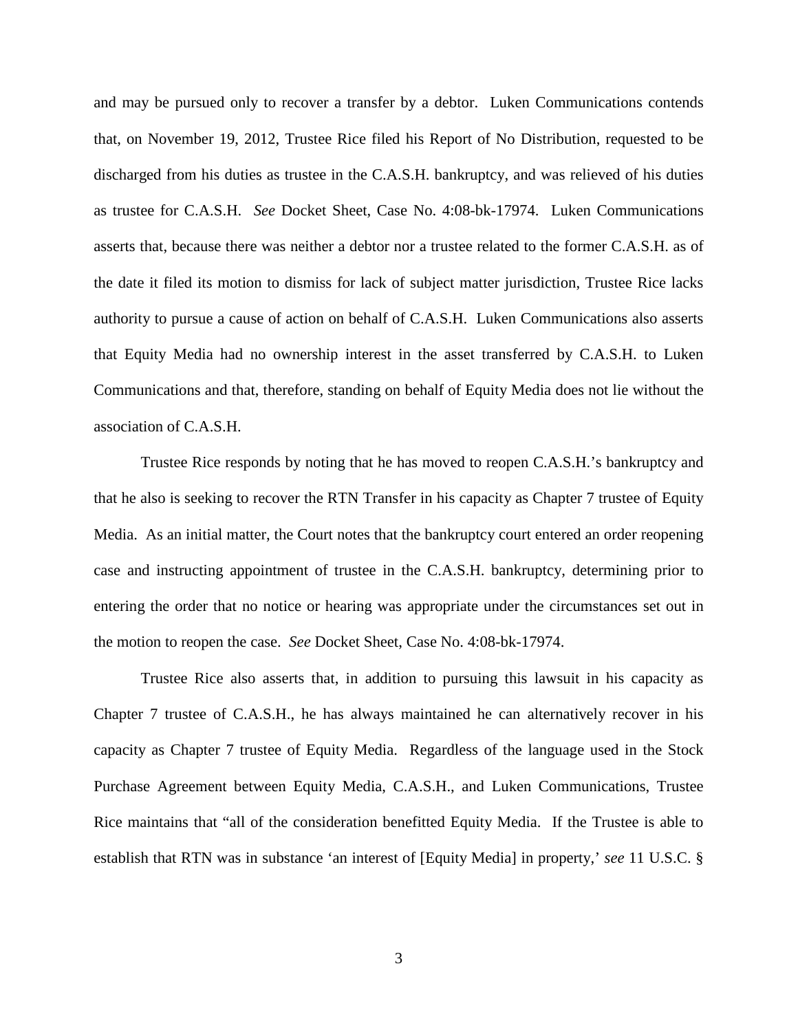and may be pursued only to recover a transfer by a debtor. Luken Communications contends that, on November 19, 2012, Trustee Rice filed his Report of No Distribution, requested to be discharged from his duties as trustee in the C.A.S.H. bankruptcy, and was relieved of his duties as trustee for C.A.S.H. *See* Docket Sheet, Case No. 4:08-bk-17974. Luken Communications asserts that, because there was neither a debtor nor a trustee related to the former C.A.S.H. as of the date it filed its motion to dismiss for lack of subject matter jurisdiction, Trustee Rice lacks authority to pursue a cause of action on behalf of C.A.S.H. Luken Communications also asserts that Equity Media had no ownership interest in the asset transferred by C.A.S.H. to Luken Communications and that, therefore, standing on behalf of Equity Media does not lie without the association of C.A.S.H.

Trustee Rice responds by noting that he has moved to reopen C.A.S.H.'s bankruptcy and that he also is seeking to recover the RTN Transfer in his capacity as Chapter 7 trustee of Equity Media. As an initial matter, the Court notes that the bankruptcy court entered an order reopening case and instructing appointment of trustee in the C.A.S.H. bankruptcy, determining prior to entering the order that no notice or hearing was appropriate under the circumstances set out in the motion to reopen the case. *See* Docket Sheet, Case No. 4:08-bk-17974.

Trustee Rice also asserts that, in addition to pursuing this lawsuit in his capacity as Chapter 7 trustee of C.A.S.H., he has always maintained he can alternatively recover in his capacity as Chapter 7 trustee of Equity Media. Regardless of the language used in the Stock Purchase Agreement between Equity Media, C.A.S.H., and Luken Communications, Trustee Rice maintains that "all of the consideration benefitted Equity Media. If the Trustee is able to establish that RTN was in substance 'an interest of [Equity Media] in property,' *see* 11 U.S.C. §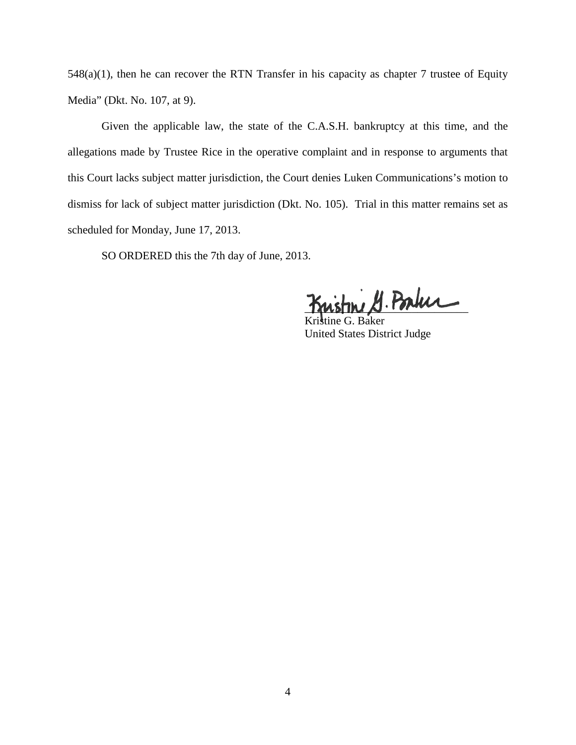548(a)(1), then he can recover the RTN Transfer in his capacity as chapter 7 trustee of Equity Media" (Dkt. No. 107, at 9).

Given the applicable law, the state of the C.A.S.H. bankruptcy at this time, and the allegations made by Trustee Rice in the operative complaint and in response to arguments that this Court lacks subject matter jurisdiction, the Court denies Luken Communications's motion to dismiss for lack of subject matter jurisdiction (Dkt. No. 105). Trial in this matter remains set as scheduled for Monday, June 17, 2013.

SO ORDERED this the 7th day of June, 2013.

Kristine G. Baker
United States District Judge